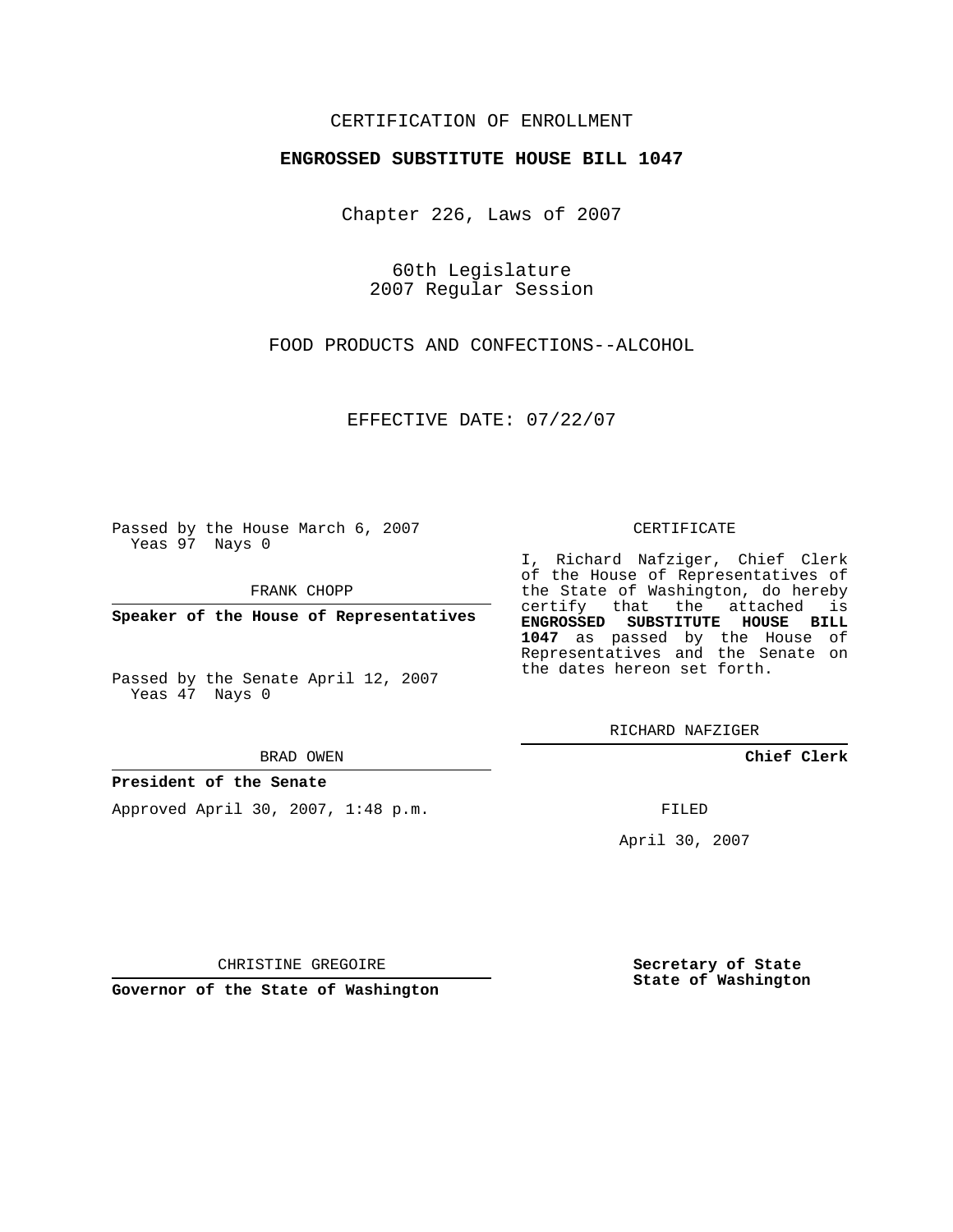CERTIFICATION OF ENROLLMENT

**ENGROSSED SUBSTITUTE HOUSE BILL 1047**

Chapter 226, Laws of 2007

60th Legislature
2007 Regular Session

FOOD PRODUCTS AND CONFECTIONS--ALCOHOL

EFFECTIVE DATE: 07/22/07

Passed by the House March 6, 2007
Yeas 97 Nays 0

FRANK CHOPP

**Speaker of the House of Representatives**

Passed by the Senate April 12, 2007
Yeas 47 Nays 0

BRAD OWEN

**President of the Senate**

Approved April 30, 2007, 1:48 p.m.

CHRISTINE GREGOIRE

**Governor of the State of Washington**

CERTIFICATE

I, Richard Nafziger, Chief Clerk of the House of Representatives of the State of Washington, do hereby certify that the attached is **ENGROSSED SUBSTITUTE HOUSE BILL 1047** as passed by the House of Representatives and the Senate on the dates hereon set forth.

RICHARD NAFZIGER

**Chief Clerk**

FILED

April 30, 2007

**Secretary of State**
**State of Washington**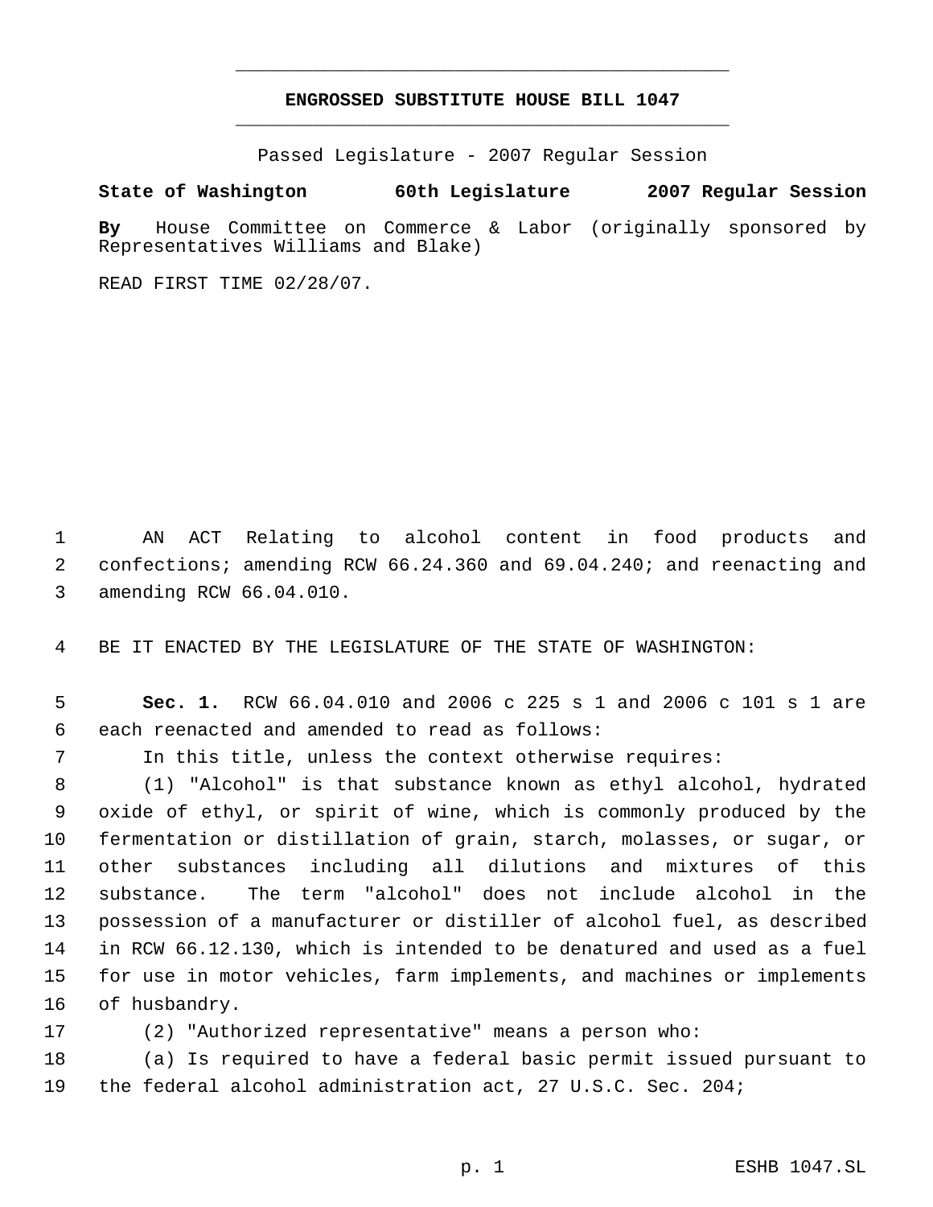# ENGROSSED SUBSTITUTE HOUSE BILL 1047

Passed Legislature - 2007 Regular Session

**State of Washington 60th Legislature 2007 Regular Session**

**By** House Committee on Commerce & Labor (originally sponsored by Representatives Williams and Blake)

READ FIRST TIME 02/28/07.

AN ACT Relating to alcohol content in food products and confections; amending RCW 66.24.360 and 69.04.240; and reenacting and amending RCW 66.04.010.

BE IT ENACTED BY THE LEGISLATURE OF THE STATE OF WASHINGTON:

**Sec. 1.** RCW 66.04.010 and 2006 c 225 s 1 and 2006 c 101 s 1 are each reenacted and amended to read as follows:

In this title, unless the context otherwise requires:

(1) "Alcohol" is that substance known as ethyl alcohol, hydrated oxide of ethyl, or spirit of wine, which is commonly produced by the fermentation or distillation of grain, starch, molasses, or sugar, or other substances including all dilutions and mixtures of this substance. The term "alcohol" does not include alcohol in the possession of a manufacturer or distiller of alcohol fuel, as described in RCW 66.12.130, which is intended to be denatured and used as a fuel for use in motor vehicles, farm implements, and machines or implements of husbandry.

(2) "Authorized representative" means a person who:

(a) Is required to have a federal basic permit issued pursuant to the federal alcohol administration act, 27 U.S.C. Sec. 204;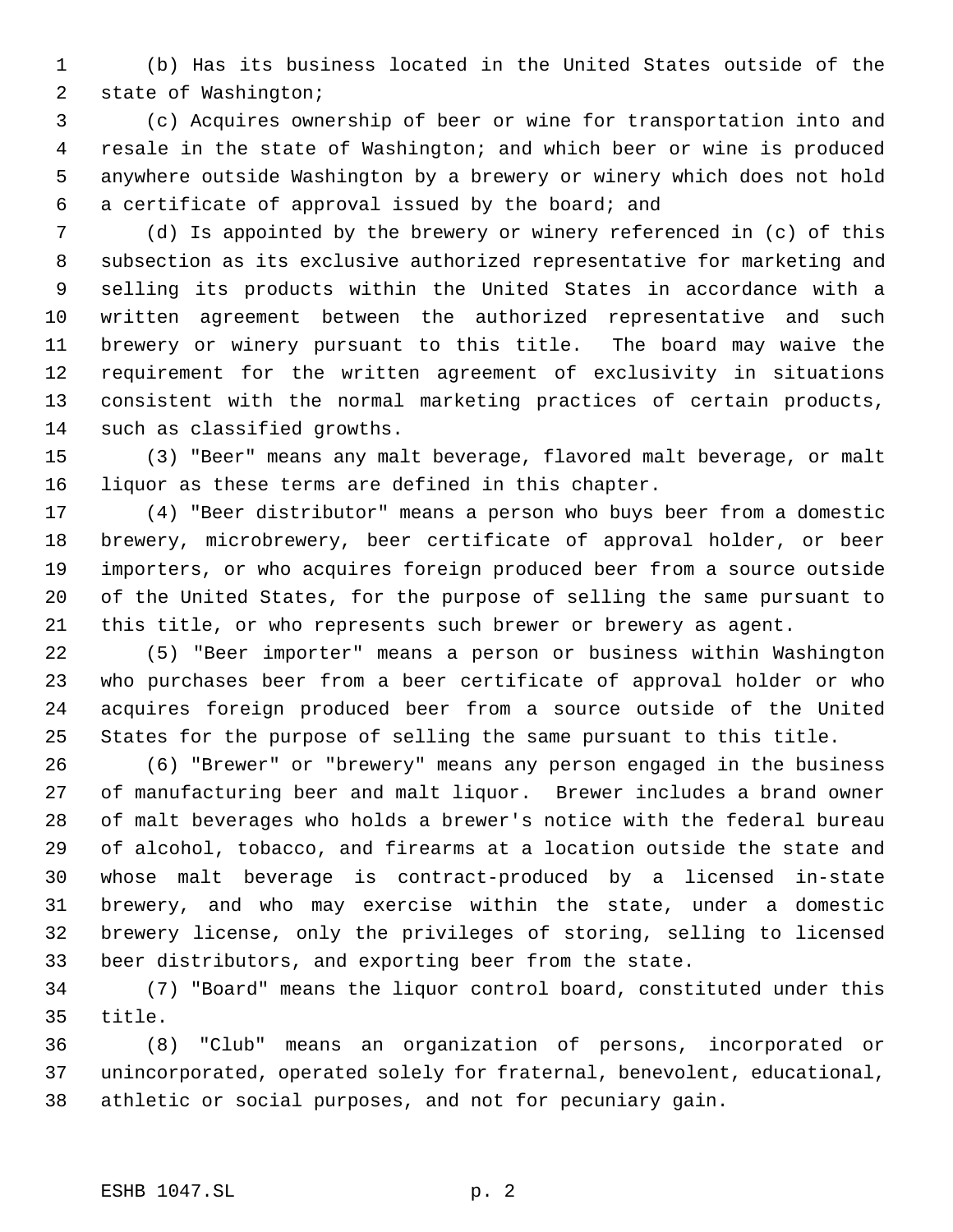(b) Has its business located in the United States outside of the state of Washington;

(c) Acquires ownership of beer or wine for transportation into and resale in the state of Washington; and which beer or wine is produced anywhere outside Washington by a brewery or winery which does not hold a certificate of approval issued by the board; and

(d) Is appointed by the brewery or winery referenced in (c) of this subsection as its exclusive authorized representative for marketing and selling its products within the United States in accordance with a written agreement between the authorized representative and such brewery or winery pursuant to this title. The board may waive the requirement for the written agreement of exclusivity in situations consistent with the normal marketing practices of certain products, such as classified growths.

(3) "Beer" means any malt beverage, flavored malt beverage, or malt liquor as these terms are defined in this chapter.

(4) "Beer distributor" means a person who buys beer from a domestic brewery, microbrewery, beer certificate of approval holder, or beer importers, or who acquires foreign produced beer from a source outside of the United States, for the purpose of selling the same pursuant to this title, or who represents such brewer or brewery as agent.

(5) "Beer importer" means a person or business within Washington who purchases beer from a beer certificate of approval holder or who acquires foreign produced beer from a source outside of the United States for the purpose of selling the same pursuant to this title.

(6) "Brewer" or "brewery" means any person engaged in the business of manufacturing beer and malt liquor. Brewer includes a brand owner of malt beverages who holds a brewer's notice with the federal bureau of alcohol, tobacco, and firearms at a location outside the state and whose malt beverage is contract-produced by a licensed in-state brewery, and who may exercise within the state, under a domestic brewery license, only the privileges of storing, selling to licensed beer distributors, and exporting beer from the state.

(7) "Board" means the liquor control board, constituted under this title.

(8) "Club" means an organization of persons, incorporated or unincorporated, operated solely for fraternal, benevolent, educational, athletic or social purposes, and not for pecuniary gain.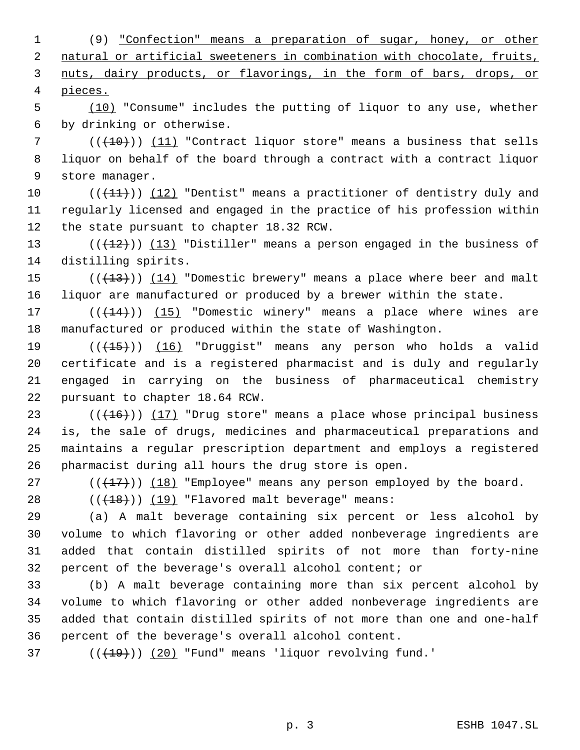(9) "Confection" means a preparation of sugar, honey, or other natural or artificial sweeteners in combination with chocolate, fruits, nuts, dairy products, or flavorings, in the form of bars, drops, or pieces.

(10) "Consume" includes the putting of liquor to any use, whether by drinking or otherwise.

(((10))) (11) "Contract liquor store" means a business that sells liquor on behalf of the board through a contract with a contract liquor store manager.

(((11))) (12) "Dentist" means a practitioner of dentistry duly and regularly licensed and engaged in the practice of his profession within the state pursuant to chapter 18.32 RCW.

(((12))) (13) "Distiller" means a person engaged in the business of distilling spirits.

(((13))) (14) "Domestic brewery" means a place where beer and malt liquor are manufactured or produced by a brewer within the state.

(((14))) (15) "Domestic winery" means a place where wines are manufactured or produced within the state of Washington.

(((15))) (16) "Druggist" means any person who holds a valid certificate and is a registered pharmacist and is duly and regularly engaged in carrying on the business of pharmaceutical chemistry pursuant to chapter 18.64 RCW.

(((16))) (17) "Drug store" means a place whose principal business is, the sale of drugs, medicines and pharmaceutical preparations and maintains a regular prescription department and employs a registered pharmacist during all hours the drug store is open.

(((17))) (18) "Employee" means any person employed by the board.

(((18))) (19) "Flavored malt beverage" means:

(a) A malt beverage containing six percent or less alcohol by volume to which flavoring or other added nonbeverage ingredients are added that contain distilled spirits of not more than forty-nine percent of the beverage's overall alcohol content; or

(b) A malt beverage containing more than six percent alcohol by volume to which flavoring or other added nonbeverage ingredients are added that contain distilled spirits of not more than one and one-half percent of the beverage's overall alcohol content.

(((19))) (20) "Fund" means 'liquor revolving fund.'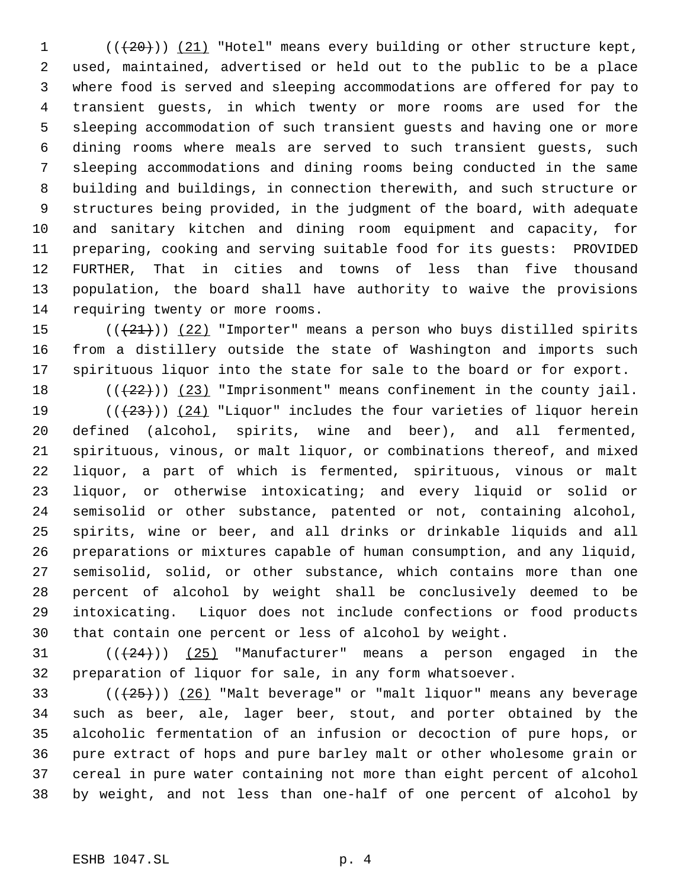(((20))) (21) "Hotel" means every building or other structure kept, used, maintained, advertised or held out to the public to be a place where food is served and sleeping accommodations are offered for pay to transient guests, in which twenty or more rooms are used for the sleeping accommodation of such transient guests and having one or more dining rooms where meals are served to such transient guests, such sleeping accommodations and dining rooms being conducted in the same building and buildings, in connection therewith, and such structure or structures being provided, in the judgment of the board, with adequate and sanitary kitchen and dining room equipment and capacity, for preparing, cooking and serving suitable food for its guests: PROVIDED FURTHER, That in cities and towns of less than five thousand population, the board shall have authority to waive the provisions requiring twenty or more rooms.

(((21))) (22) "Importer" means a person who buys distilled spirits from a distillery outside the state of Washington and imports such spirituous liquor into the state for sale to the board or for export.

(((22))) (23) "Imprisonment" means confinement in the county jail.

(((23))) (24) "Liquor" includes the four varieties of liquor herein defined (alcohol, spirits, wine and beer), and all fermented, spirituous, vinous, or malt liquor, or combinations thereof, and mixed liquor, a part of which is fermented, spirituous, vinous or malt liquor, or otherwise intoxicating; and every liquid or solid or semisolid or other substance, patented or not, containing alcohol, spirits, wine or beer, and all drinks or drinkable liquids and all preparations or mixtures capable of human consumption, and any liquid, semisolid, solid, or other substance, which contains more than one percent of alcohol by weight shall be conclusively deemed to be intoxicating. Liquor does not include confections or food products that contain one percent or less of alcohol by weight.

(((24))) (25) "Manufacturer" means a person engaged in the preparation of liquor for sale, in any form whatsoever.

(((25))) (26) "Malt beverage" or "malt liquor" means any beverage such as beer, ale, lager beer, stout, and porter obtained by the alcoholic fermentation of an infusion or decoction of pure hops, or pure extract of hops and pure barley malt or other wholesome grain or cereal in pure water containing not more than eight percent of alcohol by weight, and not less than one-half of one percent of alcohol by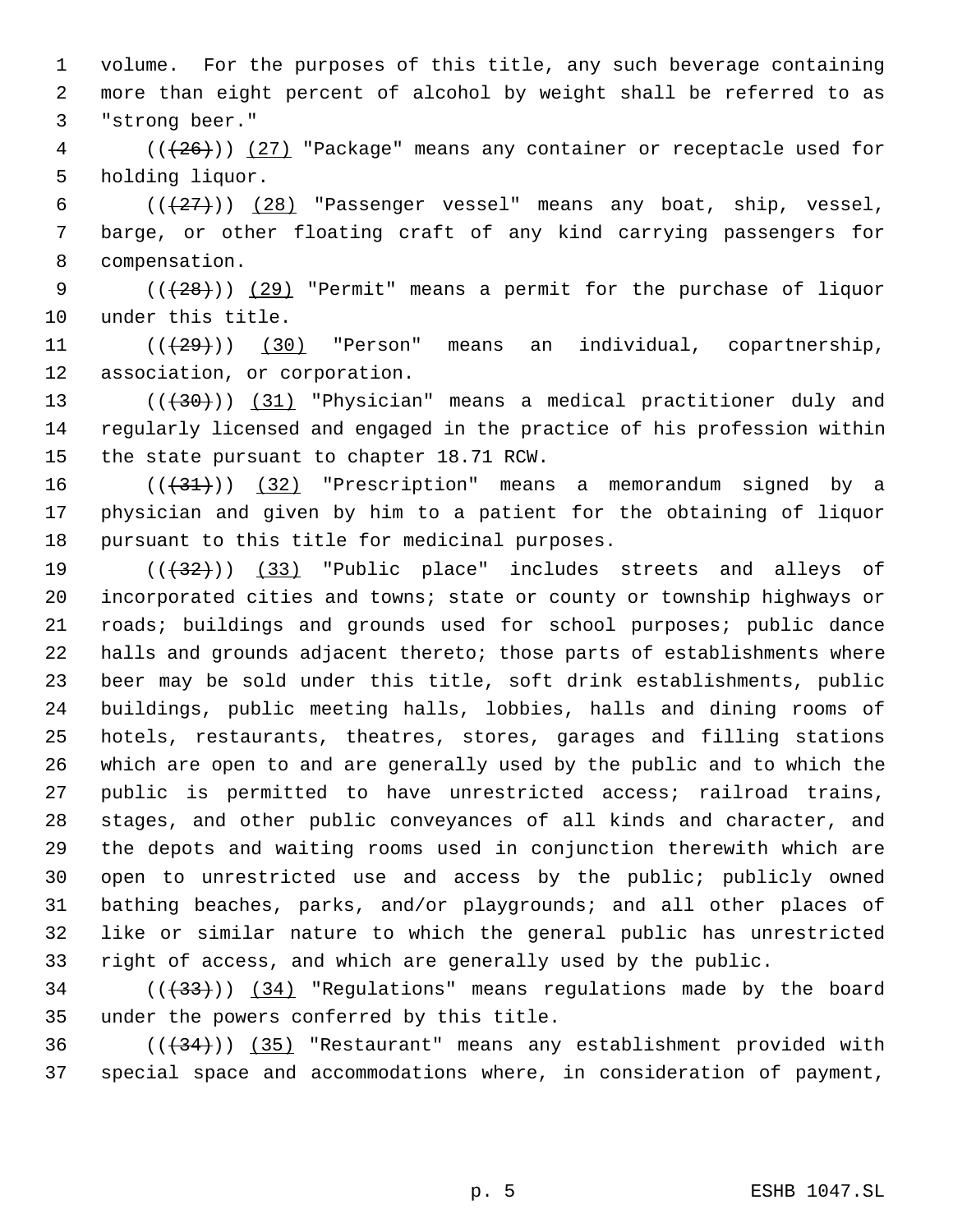volume. For the purposes of this title, any such beverage containing more than eight percent of alcohol by weight shall be referred to as "strong beer."

(((26))) (27) "Package" means any container or receptacle used for holding liquor.

(((27))) (28) "Passenger vessel" means any boat, ship, vessel, barge, or other floating craft of any kind carrying passengers for compensation.

(((28))) (29) "Permit" means a permit for the purchase of liquor under this title.

(((29))) (30) "Person" means an individual, copartnership, association, or corporation.

(((30))) (31) "Physician" means a medical practitioner duly and regularly licensed and engaged in the practice of his profession within the state pursuant to chapter 18.71 RCW.

(((31))) (32) "Prescription" means a memorandum signed by a physician and given by him to a patient for the obtaining of liquor pursuant to this title for medicinal purposes.

(((32))) (33) "Public place" includes streets and alleys of incorporated cities and towns; state or county or township highways or roads; buildings and grounds used for school purposes; public dance halls and grounds adjacent thereto; those parts of establishments where beer may be sold under this title, soft drink establishments, public buildings, public meeting halls, lobbies, halls and dining rooms of hotels, restaurants, theatres, stores, garages and filling stations which are open to and are generally used by the public and to which the public is permitted to have unrestricted access; railroad trains, stages, and other public conveyances of all kinds and character, and the depots and waiting rooms used in conjunction therewith which are open to unrestricted use and access by the public; publicly owned bathing beaches, parks, and/or playgrounds; and all other places of like or similar nature to which the general public has unrestricted right of access, and which are generally used by the public.

(((33))) (34) "Regulations" means regulations made by the board under the powers conferred by this title.

(((34))) (35) "Restaurant" means any establishment provided with special space and accommodations where, in consideration of payment,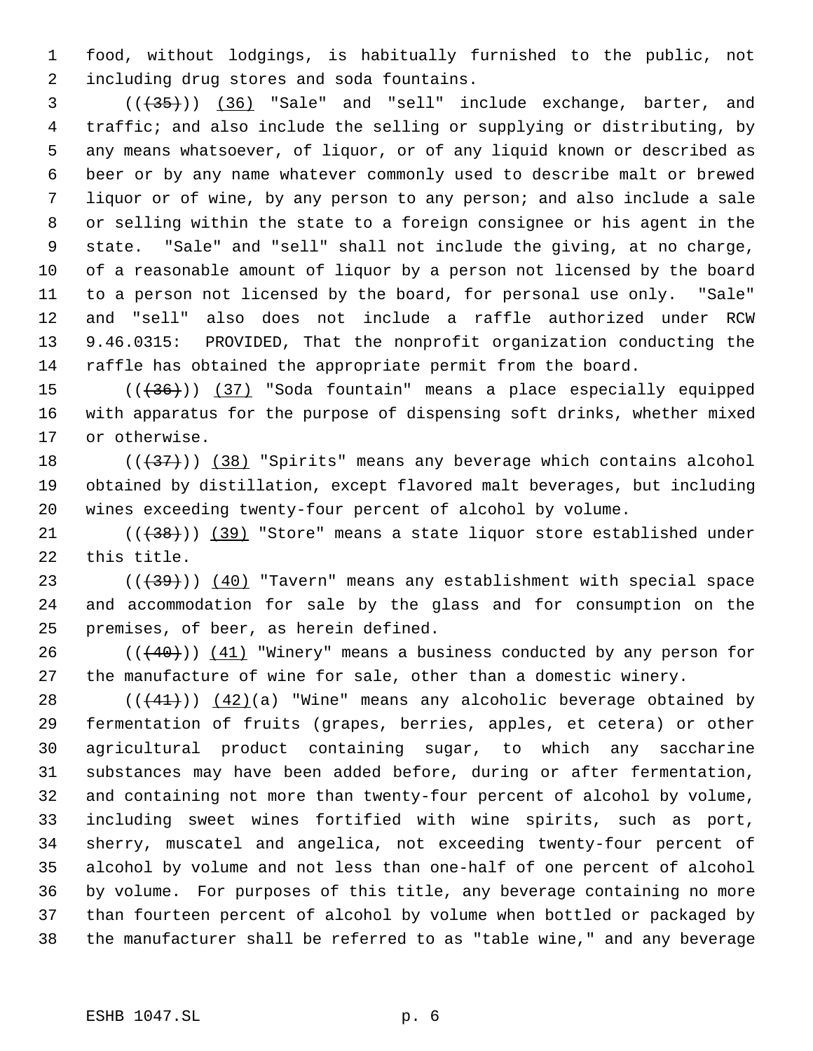food, without lodgings, is habitually furnished to the public, not including drug stores and soda fountains.

(((35))) (36) "Sale" and "sell" include exchange, barter, and traffic; and also include the selling or supplying or distributing, by any means whatsoever, of liquor, or of any liquid known or described as beer or by any name whatever commonly used to describe malt or brewed liquor or of wine, by any person to any person; and also include a sale or selling within the state to a foreign consignee or his agent in the state. "Sale" and "sell" shall not include the giving, at no charge, of a reasonable amount of liquor by a person not licensed by the board to a person not licensed by the board, for personal use only. "Sale" and "sell" also does not include a raffle authorized under RCW 9.46.0315: PROVIDED, That the nonprofit organization conducting the raffle has obtained the appropriate permit from the board.

(((36))) (37) "Soda fountain" means a place especially equipped with apparatus for the purpose of dispensing soft drinks, whether mixed or otherwise.

(((37))) (38) "Spirits" means any beverage which contains alcohol obtained by distillation, except flavored malt beverages, but including wines exceeding twenty-four percent of alcohol by volume.

(((38))) (39) "Store" means a state liquor store established under this title.

(((39))) (40) "Tavern" means any establishment with special space and accommodation for sale by the glass and for consumption on the premises, of beer, as herein defined.

(((40))) (41) "Winery" means a business conducted by any person for the manufacture of wine for sale, other than a domestic winery.

(((41))) (42)(a) "Wine" means any alcoholic beverage obtained by fermentation of fruits (grapes, berries, apples, et cetera) or other agricultural product containing sugar, to which any saccharine substances may have been added before, during or after fermentation, and containing not more than twenty-four percent of alcohol by volume, including sweet wines fortified with wine spirits, such as port, sherry, muscatel and angelica, not exceeding twenty-four percent of alcohol by volume and not less than one-half of one percent of alcohol by volume. For purposes of this title, any beverage containing no more than fourteen percent of alcohol by volume when bottled or packaged by the manufacturer shall be referred to as "table wine," and any beverage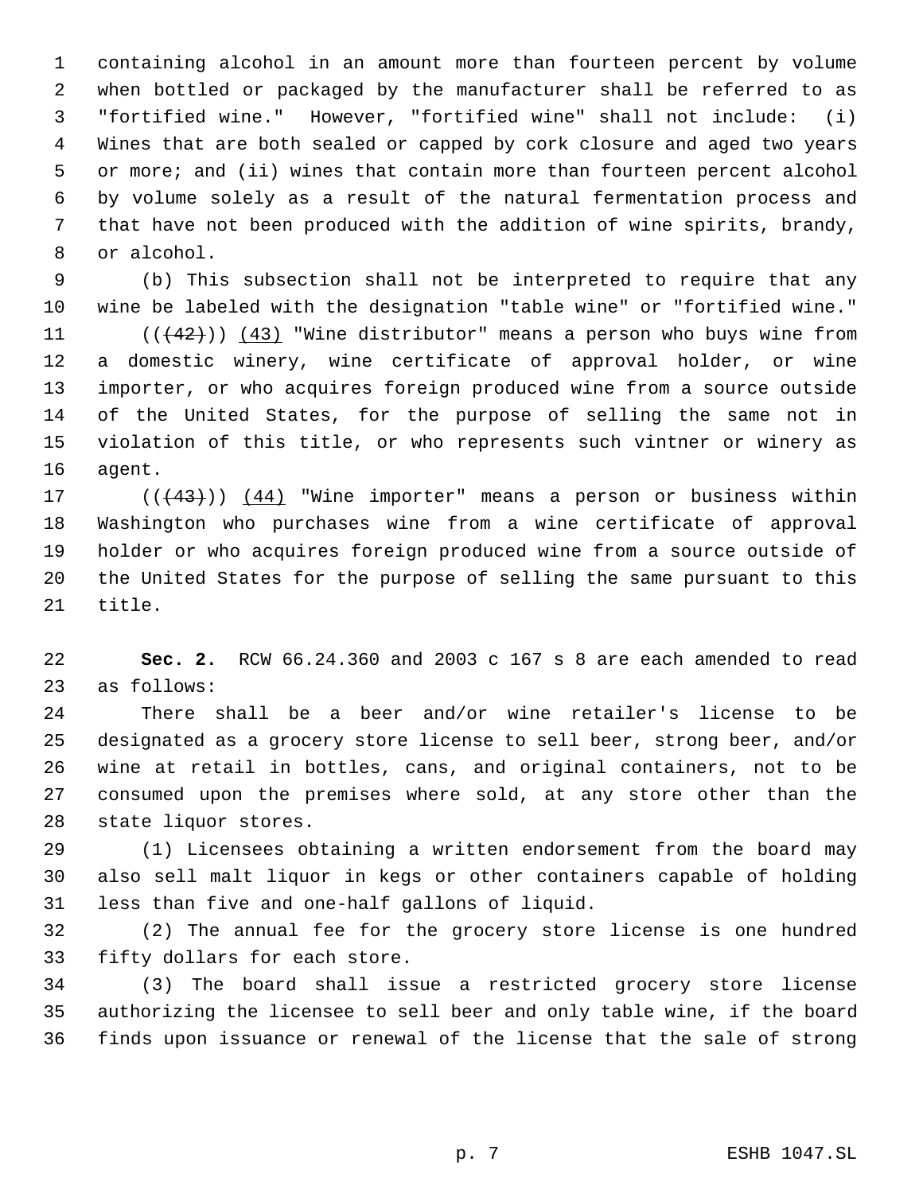containing alcohol in an amount more than fourteen percent by volume when bottled or packaged by the manufacturer shall be referred to as "fortified wine." However, "fortified wine" shall not include: (i) Wines that are both sealed or capped by cork closure and aged two years or more; and (ii) wines that contain more than fourteen percent alcohol by volume solely as a result of the natural fermentation process and that have not been produced with the addition of wine spirits, brandy, or alcohol.

(b) This subsection shall not be interpreted to require that any wine be labeled with the designation "table wine" or "fortified wine."

(( ~~(42)~~ )) (43) "Wine distributor" means a person who buys wine from a domestic winery, wine certificate of approval holder, or wine importer, or who acquires foreign produced wine from a source outside of the United States, for the purpose of selling the same not in violation of this title, or who represents such vintner or winery as agent.

(( ~~(43)~~ )) (44) "Wine importer" means a person or business within Washington who purchases wine from a wine certificate of approval holder or who acquires foreign produced wine from a source outside of the United States for the purpose of selling the same pursuant to this title.

**Sec. 2.** RCW 66.24.360 and 2003 c 167 s 8 are each amended to read as follows:

There shall be a beer and/or wine retailer's license to be designated as a grocery store license to sell beer, strong beer, and/or wine at retail in bottles, cans, and original containers, not to be consumed upon the premises where sold, at any store other than the state liquor stores.

(1) Licensees obtaining a written endorsement from the board may also sell malt liquor in kegs or other containers capable of holding less than five and one-half gallons of liquid.

(2) The annual fee for the grocery store license is one hundred fifty dollars for each store.

(3) The board shall issue a restricted grocery store license authorizing the licensee to sell beer and only table wine, if the board finds upon issuance or renewal of the license that the sale of strong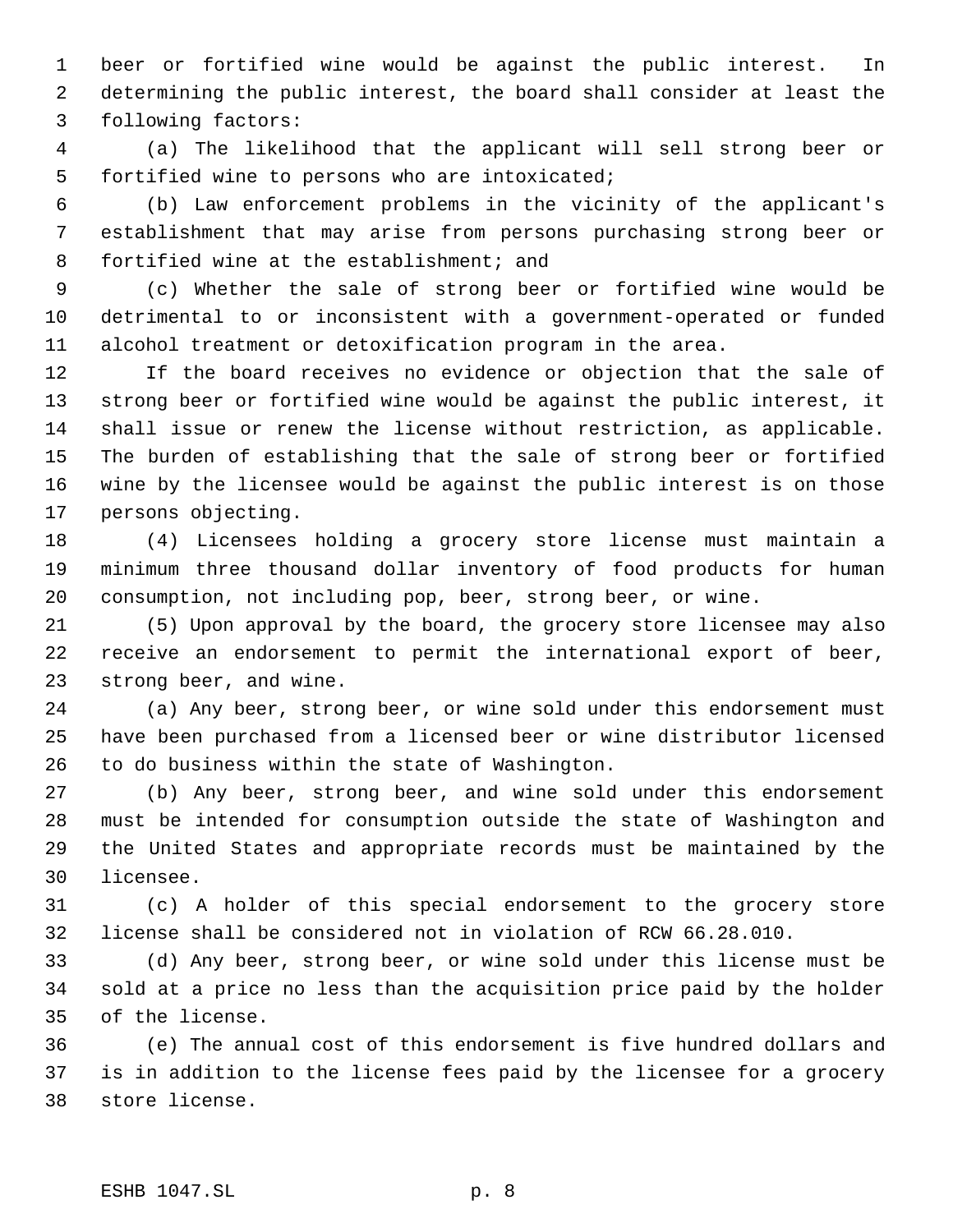beer or fortified wine would be against the public interest. In determining the public interest, the board shall consider at least the following factors:

(a) The likelihood that the applicant will sell strong beer or fortified wine to persons who are intoxicated;

(b) Law enforcement problems in the vicinity of the applicant's establishment that may arise from persons purchasing strong beer or fortified wine at the establishment; and

(c) Whether the sale of strong beer or fortified wine would be detrimental to or inconsistent with a government-operated or funded alcohol treatment or detoxification program in the area.

If the board receives no evidence or objection that the sale of strong beer or fortified wine would be against the public interest, it shall issue or renew the license without restriction, as applicable. The burden of establishing that the sale of strong beer or fortified wine by the licensee would be against the public interest is on those persons objecting.

(4) Licensees holding a grocery store license must maintain a minimum three thousand dollar inventory of food products for human consumption, not including pop, beer, strong beer, or wine.

(5) Upon approval by the board, the grocery store licensee may also receive an endorsement to permit the international export of beer, strong beer, and wine.

(a) Any beer, strong beer, or wine sold under this endorsement must have been purchased from a licensed beer or wine distributor licensed to do business within the state of Washington.

(b) Any beer, strong beer, and wine sold under this endorsement must be intended for consumption outside the state of Washington and the United States and appropriate records must be maintained by the licensee.

(c) A holder of this special endorsement to the grocery store license shall be considered not in violation of RCW 66.28.010.

(d) Any beer, strong beer, or wine sold under this license must be sold at a price no less than the acquisition price paid by the holder of the license.

(e) The annual cost of this endorsement is five hundred dollars and is in addition to the license fees paid by the licensee for a grocery store license.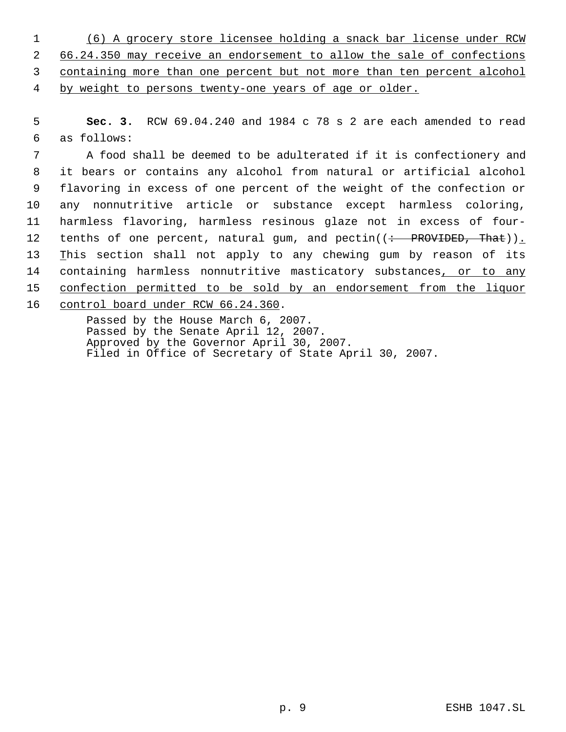(6) A grocery store licensee holding a snack bar license under RCW 66.24.350 may receive an endorsement to allow the sale of confections containing more than one percent but not more than ten percent alcohol by weight to persons twenty-one years of age or older.

**Sec. 3.** RCW 69.04.240 and 1984 c 78 s 2 are each amended to read as follows:

A food shall be deemed to be adulterated if it is confectionery and it bears or contains any alcohol from natural or artificial alcohol flavoring in excess of one percent of the weight of the confection or any nonnutritive article or substance except harmless coloring, harmless flavoring, harmless resinous glaze not in excess of four-tenths of one percent, natural gum, and pectin((~~: PROVIDED, That~~)). This section shall not apply to any chewing gum by reason of its containing harmless nonnutritive masticatory substances, or to any confection permitted to be sold by an endorsement from the liquor control board under RCW 66.24.360.

Passed by the House March 6, 2007.
Passed by the Senate April 12, 2007.
Approved by the Governor April 30, 2007.
Filed in Office of Secretary of State April 30, 2007.